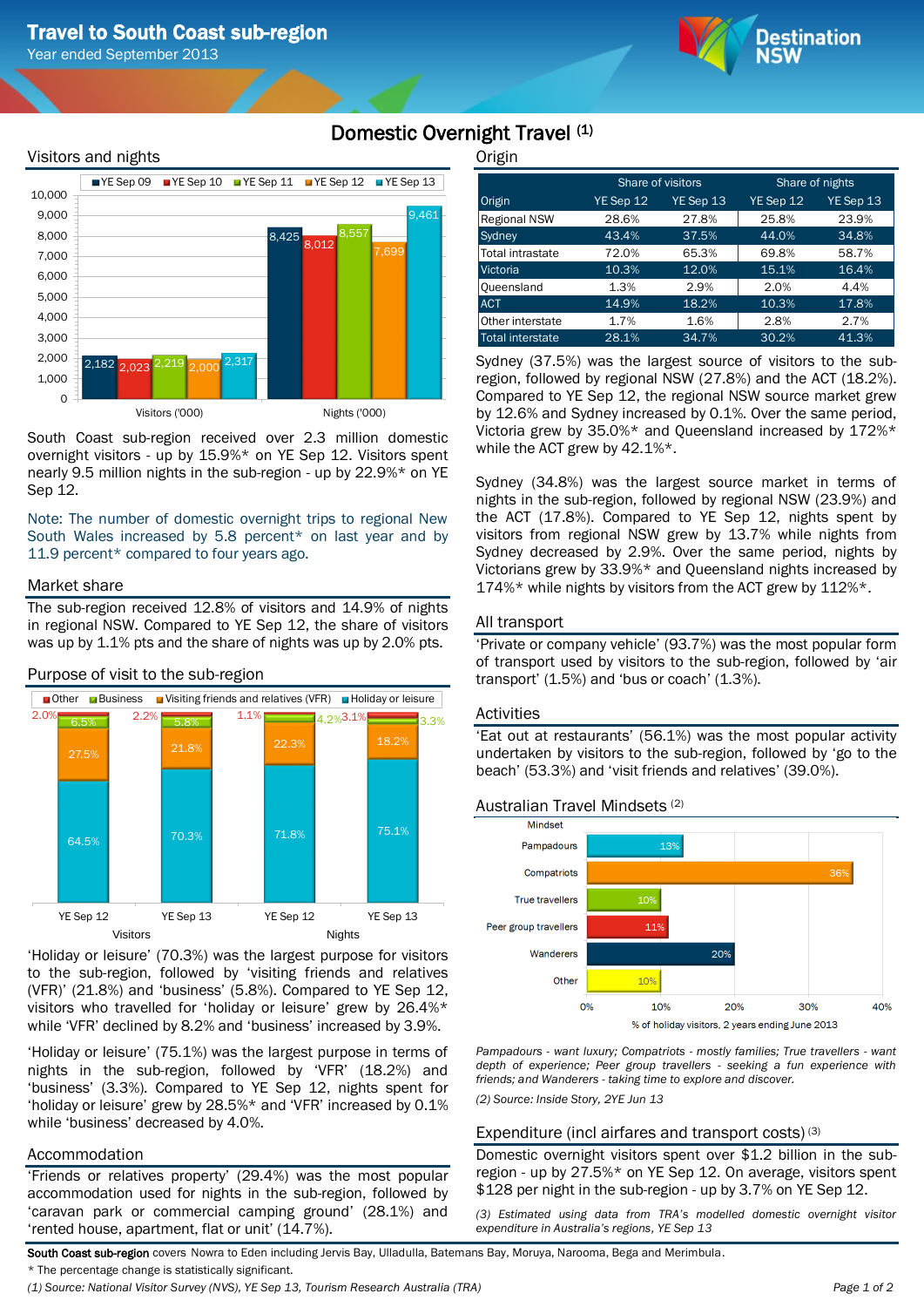# Travel to South Coast sub-region

Year ended September 2013

## Domestic Overnight Travel [1]

### Visitors and nights

| | YE Sep 09 | YE Sep 10 | YE Sep 11 | YE Sep 12 | YE Sep 13 |
|---|---|---|---|---|---|
| Visitors ('000) | 2,182 | 2,023 | 2,219 | 2,000 | 2,317 |
| Nights ('000) | 8,425 | 8,012 | 8,557 | 7,699 | 9,461 |

South Coast sub-region received over 2.3 million domestic overnight visitors - up by 15.9%* on YE Sep 12. Visitors spent nearly 9.5 million nights in the sub-region - up by 22.9%* on YE Sep 12.

Note: The number of domestic overnight trips to regional New South Wales increased by 5.8 percent* on last year and by 11.9 percent* compared to four years ago.

### Market share

The sub-region received 12.8% of visitors and 14.9% of nights in regional NSW. Compared to YE Sep 12, the share of visitors was up by 1.1% pts and the share of nights was up by 2.0% pts.

### Purpose of visit to the sub-region

| | Visitors YE Sep 12 | Visitors YE Sep 13 | Nights YE Sep 12 | Nights YE Sep 13 |
|---|---|---|---|---|
| Other | 2.0% | 2.2% | 1.1% | 3.1% |
| Business | 6.5% | 5.8% | 4.2% | 3.3% |
| Visiting friends and relatives (VFR) | 27.5% | 21.8% | 22.3% | 18.2% |
| Holiday or leisure | 64.5% | 70.3% | 71.8% | 75.1% |

'Holiday or leisure' (70.3%) was the largest purpose for visitors to the sub-region, followed by 'visiting friends and relatives (VFR)' (21.8%) and 'business' (5.8%). Compared to YE Sep 12, visitors who travelled for 'holiday or leisure' grew by 26.4%* while 'VFR' declined by 8.2% and 'business' increased by 3.9%.

'Holiday or leisure' (75.1%) was the largest purpose in terms of nights in the sub-region, followed by 'VFR' (18.2%) and 'business' (3.3%). Compared to YE Sep 12, nights spent for 'holiday or leisure' grew by 28.5%* and 'VFR' increased by 0.1% while 'business' decreased by 4.0%.

### Accommodation

'Friends or relatives property' (29.4%) was the most popular accommodation used for nights in the sub-region, followed by 'caravan park or commercial camping ground' (28.1%) and 'rented house, apartment, flat or unit' (14.7%).

### Origin

| Origin | Share of visitors YE Sep 12 | Share of visitors YE Sep 13 | Share of nights YE Sep 12 | Share of nights YE Sep 13 |
|---|---|---|---|---|
| Regional NSW | 28.6% | 27.8% | 25.8% | 23.9% |
| Sydney | 43.4% | 37.5% | 44.0% | 34.8% |
| Total intrastate | 72.0% | 65.3% | 69.8% | 58.7% |
| Victoria | 10.3% | 12.0% | 15.1% | 16.4% |
| Queensland | 1.3% | 2.9% | 2.0% | 4.4% |
| ACT | 14.9% | 18.2% | 10.3% | 17.8% |
| Other interstate | 1.7% | 1.6% | 2.8% | 2.7% |
| Total interstate | 28.1% | 34.7% | 30.2% | 41.3% |

Sydney (37.5%) was the largest source of visitors to the sub-region, followed by regional NSW (27.8%) and the ACT (18.2%). Compared to YE Sep 12, the regional NSW source market grew by 12.6% and Sydney increased by 0.1%. Over the same period, Victoria grew by 35.0%* and Queensland increased by 172%* while the ACT grew by 42.1%*.

Sydney (34.8%) was the largest source market in terms of nights in the sub-region, followed by regional NSW (23.9%) and the ACT (17.8%). Compared to YE Sep 12, nights spent by visitors from regional NSW grew by 13.7% while nights from Sydney decreased by 2.9%. Over the same period, nights by Victorians grew by 33.9%* and Queensland nights increased by 174%* while nights by visitors from the ACT grew by 112%*.

### All transport

'Private or company vehicle' (93.7%) was the most popular form of transport used by visitors to the sub-region, followed by 'air transport' (1.5%) and 'bus or coach' (1.3%).

### Activities

'Eat out at restaurants' (56.1%) was the most popular activity undertaken by visitors to the sub-region, followed by 'go to the beach' (53.3%) and 'visit friends and relatives' (39.0%).

### Australian Travel Mindsets [2]

| Mindset | % of holiday visitors, 2 years ending June 2013 |
|---|---|
| Pampadours | 13% |
| Compatriots | 36% |
| True travellers | 10% |
| Peer group travellers | 11% |
| Wanderers | 20% |
| Other | 10% |

*Pampadours - want luxury; Compatriots - mostly families; True travellers - want depth of experience; Peer group travellers - seeking a fun experience with friends; and Wanderers - taking time to explore and discover.*

*(2) Source: Inside Story, 2YE Jun 13*

### Expenditure (incl airfares and transport costs) [3]

Domestic overnight visitors spent over $1.2 billion in the sub-region - up by 27.5%* on YE Sep 12. On average, visitors spent $128 per night in the sub-region - up by 3.7% on YE Sep 12.

*(3) Estimated using data from TRA's modelled domestic overnight visitor expenditure in Australia's regions, YE Sep 13*

**South Coast sub-region** covers Nowra to Eden including Jervis Bay, Ulladulla, Batemans Bay, Moruya, Narooma, Bega and Merimbula.

\* The percentage change is statistically significant.

*(1) Source: National Visitor Survey (NVS), YE Sep 13, Tourism Research Australia (TRA)*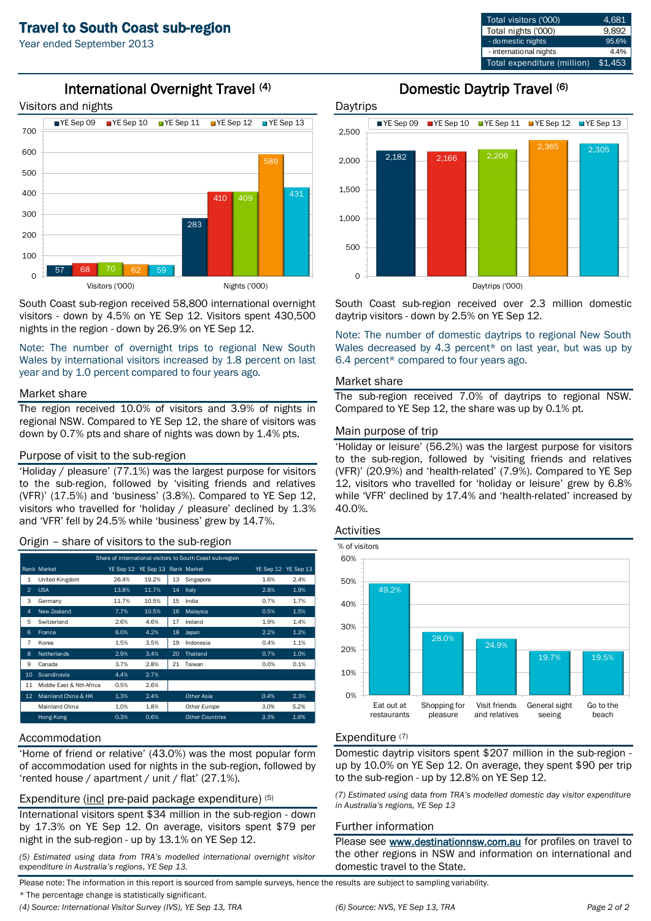# Travel to South Coast sub-region

Year ended September 2013

| | |
|---|---|
| Total visitors ('000) | 4,681 |
| Total nights ('000) | 9,892 |
| - domestic nights | 95.6% |
| - international nights | 4.4% |
| Total expenditure (million) | $1,453 |

## International Overnight Travel (4)

### Visitors and nights

YE Sep 09 | YE Sep 10 | YE Sep 11 | YE Sep 12 | YE Sep 13

700
600
500
400
300
200
100
0

Visitors ('000): 57, 68, 70, 62, 59

Nights ('000): 283, 410, 409, 589, 431

South Coast sub-region received 58,800 international overnight visitors - down by 4.5% on YE Sep 12. Visitors spent 430,500 nights in the region - down by 26.9% on YE Sep 12.

Note: The number of overnight trips to regional New South Wales by international visitors increased by 1.8 percent on last year and by 1.0 percent compared to four years ago.

### Market share

The region received 10.0% of visitors and 3.9% of nights in regional NSW. Compared to YE Sep 12, the share of visitors was down by 0.7% pts and share of nights was down by 1.4% pts.

### Purpose of visit to the sub-region

'Holiday / pleasure' (77.1%) was the largest purpose for visitors to the sub-region, followed by 'visiting friends and relatives (VFR)' (17.5%) and 'business' (3.8%). Compared to YE Sep 12, visitors who travelled for 'holiday / pleasure' declined by 1.3% and 'VFR' fell by 24.5% while 'business' grew by 14.7%.

### Origin – share of visitors to the sub-region

Share of international visitors to South Coast sub-region

| Rank | Market | YE Sep 12 | YE Sep 13 | Rank | Market | YE Sep 12 | YE Sep 13 |
|---|---|---|---|---|---|---|---|
| 1 | United Kingdom | 26.4% | 19.2% | 13 | Singapore | 1.6% | 2.4% |
| 2 | USA | 13.8% | 11.7% | 14 | Italy | 2.8% | 1.9% |
| 3 | Germany | 11.7% | 10.5% | 15 | India | 0.7% | 1.7% |
| 4 | New Zealand | 7.7% | 10.5% | 16 | Malaysia | 0.5% | 1.5% |
| 5 | Switzerland | 2.6% | 4.6% | 17 | Ireland | 1.9% | 1.4% |
| 6 | France | 6.0% | 4.2% | 18 | Japan | 2.2% | 1.2% |
| 7 | Korea | 1.5% | 3.5% | 19 | Indonesia | 0.4% | 1.1% |
| 8 | Netherlands | 2.9% | 3.4% | 20 | Thailand | 0.7% | 1.0% |
| 9 | Canada | 3.7% | 2.8% | 21 | Taiwan | 0.0% | 0.1% |
| 10 | Scandinavia | 4.4% | 2.7% | | | | |
| 11 | Middle East & Nth Africa | 0.5% | 2.6% | | | | |
| 12 | Mainland China & HK | 1.3% | 2.4% | | *Other Asia* | 0.4% | 2.3% |
| | Mainland China | 1.0% | 1.8% | | *Other Europe* | 3.0% | 5.2% |
| | Hong Kong | 0.3% | 0.6% | | *Other Countries* | 3.3% | 1.9% |

### Accommodation

'Home of friend or relative' (43.0%) was the most popular form of accommodation used for nights in the sub-region, followed by 'rented house / apartment / unit / flat' (27.1%).

### Expenditure (incl pre-paid package expenditure) (5)

International visitors spent $34 million in the sub-region - down by 17.3% on YE Sep 12. On average, visitors spent $79 per night in the sub-region - up by 13.1% on YE Sep 12.

*(5) Estimated using data from TRA's modelled international overnight visitor expenditure in Australia's regions, YE Sep 13.*

## Domestic Daytrip Travel (6)

### Daytrips

YE Sep 09 | YE Sep 10 | YE Sep 11 | YE Sep 12 | YE Sep 13

2,500
2,000
1,500
1,000
500
0

Daytrips ('000): 2,182, 2,166, 2,206, 2,365, 2,305

South Coast sub-region received over 2.3 million domestic daytrip visitors - down by 2.5% on YE Sep 12.

Note: The number of domestic daytrips to regional New South Wales decreased by 4.3 percent* on last year, but was up by 6.4 percent* compared to four years ago.

### Market share

The sub-region received 7.0% of daytrips to regional NSW. Compared to YE Sep 12, the share was up by 0.1% pt.

### Main purpose of trip

'Holiday or leisure' (56.2%) was the largest purpose for visitors to the sub-region, followed by 'visiting friends and relatives (VFR)' (20.9%) and 'health-related' (7.9%). Compared to YE Sep 12, visitors who travelled for 'holiday or leisure' grew by 6.8% while 'VFR' declined by 17.4% and 'health-related' increased by 40.0%.

### Activities

% of visitors

60%
50%
40%
30%
20%
10%
0%

Eat out at restaurants 49.2%
Shopping for pleasure 28.0%
Visit friends and relatives 24.9%
General sight seeing 19.7%
Go to the beach 19.5%

### Expenditure (7)

Domestic daytrip visitors spent $207 million in the sub-region - up by 10.0% on YE Sep 12. On average, they spent $90 per trip to the sub-region - up by 12.8% on YE Sep 12.

*(7) Estimated using data from TRA's modelled domestic day visitor expenditure in Australia's regions, YE Sep 13*

### Further information

Please see www.destinationnsw.com.au for profiles on travel to the other regions in NSW and information on international and domestic travel to the State.

Please note: The information in this report is sourced from sample surveys, hence the results are subject to sampling variability.

\* The percentage change is statistically significant.

*(4) Source: International Visitor Survey (IVS), YE Sep 13, TRA*

*(6) Source: NVS, YE Sep 13, TRA*